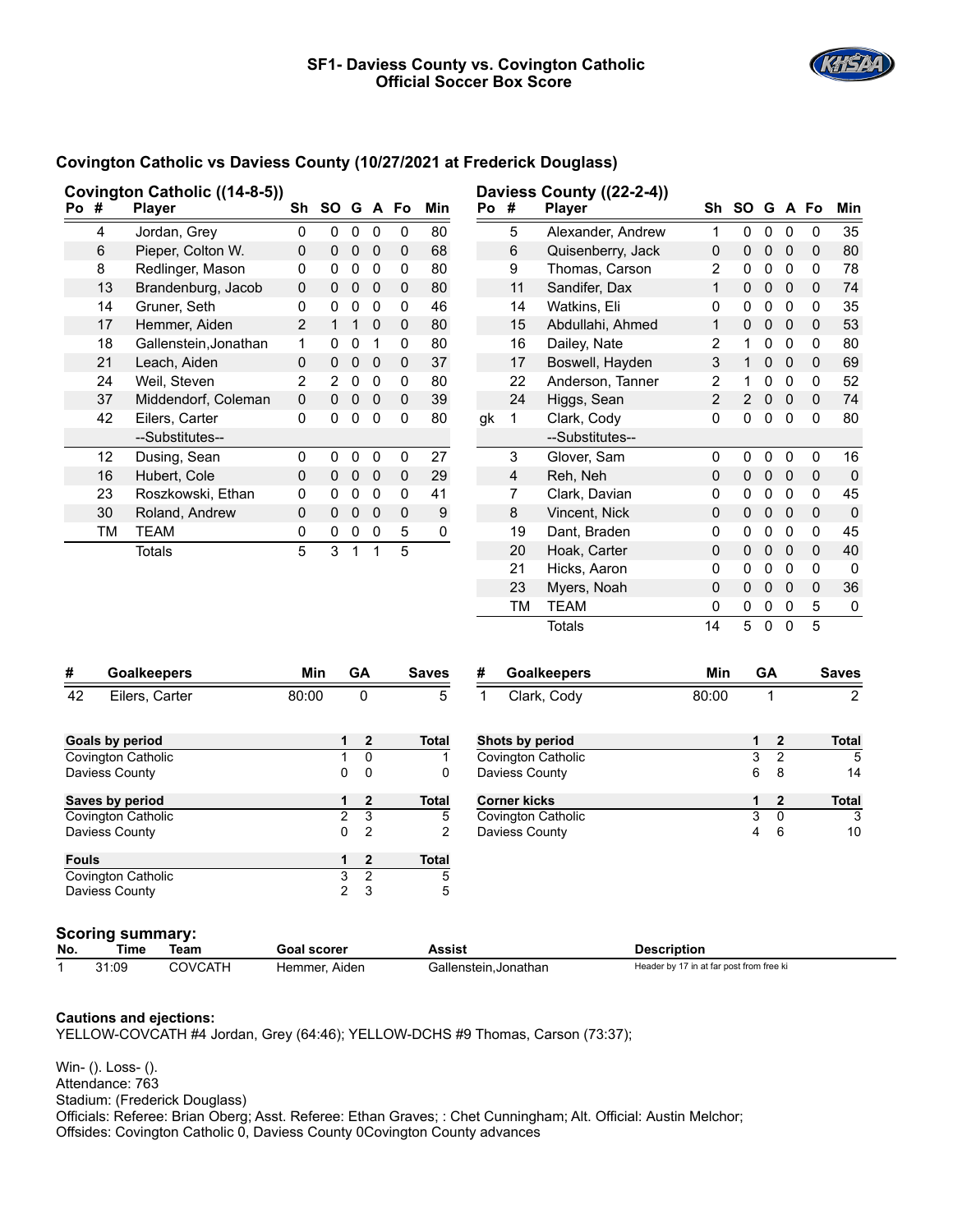# SF1- Daviess County vs. Covington Catholic
## Official Soccer Box Score

### Covington Catholic vs Daviess County (10/27/2021 at Frederick Douglass)

**Covington Catholic ((14-8-5))**

| Po | # | Player | Sh | SO | G | A | Fo | Min |
|---|---|---|---|---|---|---|---|---|
| | 4 | Jordan, Grey | 0 | 0 | 0 | 0 | 0 | 80 |
| | 6 | Pieper, Colton W. | 0 | 0 | 0 | 0 | 0 | 68 |
| | 8 | Redlinger, Mason | 0 | 0 | 0 | 0 | 0 | 80 |
| | 13 | Brandenburg, Jacob | 0 | 0 | 0 | 0 | 0 | 80 |
| | 14 | Gruner, Seth | 0 | 0 | 0 | 0 | 0 | 46 |
| | 17 | Hemmer, Aiden | 2 | 1 | 1 | 0 | 0 | 80 |
| | 18 | Gallenstein,Jonathan | 1 | 0 | 0 | 1 | 0 | 80 |
| | 21 | Leach, Aiden | 0 | 0 | 0 | 0 | 0 | 37 |
| | 24 | Weil, Steven | 2 | 2 | 0 | 0 | 0 | 80 |
| | 37 | Middendorf, Coleman | 0 | 0 | 0 | 0 | 0 | 39 |
| | 42 | Eilers, Carter | 0 | 0 | 0 | 0 | 0 | 80 |
| | | --Substitutes-- | | | | | | |
| | 12 | Dusing, Sean | 0 | 0 | 0 | 0 | 0 | 27 |
| | 16 | Hubert, Cole | 0 | 0 | 0 | 0 | 0 | 29 |
| | 23 | Roszkowski, Ethan | 0 | 0 | 0 | 0 | 0 | 41 |
| | 30 | Roland, Andrew | 0 | 0 | 0 | 0 | 0 | 9 |
| | TM | TEAM | 0 | 0 | 0 | 0 | 5 | 0 |
| | | Totals | 5 | 3 | 1 | 1 | 5 | |

**Daviess County ((22-2-4))**

| Po | # | Player | Sh | SO | G | A | Fo | Min |
|---|---|---|---|---|---|---|---|---|
| | 5 | Alexander, Andrew | 1 | 0 | 0 | 0 | 0 | 35 |
| | 6 | Quisenberry, Jack | 0 | 0 | 0 | 0 | 0 | 80 |
| | 9 | Thomas, Carson | 2 | 0 | 0 | 0 | 0 | 78 |
| | 11 | Sandifer, Dax | 1 | 0 | 0 | 0 | 0 | 74 |
| | 14 | Watkins, Eli | 0 | 0 | 0 | 0 | 0 | 35 |
| | 15 | Abdullahi, Ahmed | 1 | 0 | 0 | 0 | 0 | 53 |
| | 16 | Dailey, Nate | 2 | 1 | 0 | 0 | 0 | 80 |
| | 17 | Boswell, Hayden | 3 | 1 | 0 | 0 | 0 | 69 |
| | 22 | Anderson, Tanner | 2 | 1 | 0 | 0 | 0 | 52 |
| | 24 | Higgs, Sean | 2 | 2 | 0 | 0 | 0 | 74 |
| gk | 1 | Clark, Cody | 0 | 0 | 0 | 0 | 0 | 80 |
| | | --Substitutes-- | | | | | | |
| | 3 | Glover, Sam | 0 | 0 | 0 | 0 | 0 | 16 |
| | 4 | Reh, Neh | 0 | 0 | 0 | 0 | 0 | 0 |
| | 7 | Clark, Davian | 0 | 0 | 0 | 0 | 0 | 45 |
| | 8 | Vincent, Nick | 0 | 0 | 0 | 0 | 0 | 0 |
| | 19 | Dant, Braden | 0 | 0 | 0 | 0 | 0 | 45 |
| | 20 | Hoak, Carter | 0 | 0 | 0 | 0 | 0 | 40 |
| | 21 | Hicks, Aaron | 0 | 0 | 0 | 0 | 0 | 0 |
| | 23 | Myers, Noah | 0 | 0 | 0 | 0 | 0 | 36 |
| | TM | TEAM | 0 | 0 | 0 | 0 | 5 | 0 |
| | | Totals | 14 | 5 | 0 | 0 | 5 | |

| # | Goalkeepers | Min | GA | Saves |
|---|---|---|---|---|
| 42 | Eilers, Carter | 80:00 | 0 | 5 |

| # | Goalkeepers | Min | GA | Saves |
|---|---|---|---|---|
| 1 | Clark, Cody | 80:00 | 1 | 2 |

| Goals by period | 1 | 2 | Total |
|---|---|---|---|
| Covington Catholic | 1 | 0 | 1 |
| Daviess County | 0 | 0 | 0 |

| Shots by period | 1 | 2 | Total |
|---|---|---|---|
| Covington Catholic | 3 | 2 | 5 |
| Daviess County | 6 | 8 | 14 |

| Saves by period | 1 | 2 | Total |
|---|---|---|---|
| Covington Catholic | 2 | 3 | 5 |
| Daviess County | 0 | 2 | 2 |

| Corner kicks | 1 | 2 | Total |
|---|---|---|---|
| Covington Catholic | 3 | 0 | 3 |
| Daviess County | 4 | 6 | 10 |

| Fouls | 1 | 2 | Total |
|---|---|---|---|
| Covington Catholic | 3 | 2 | 5 |
| Daviess County | 2 | 3 | 5 |

**Scoring summary:**

| No. | Time | Team | Goal scorer | Assist | Description |
|---|---|---|---|---|---|
| 1 | 31:09 | COVCATH | Hemmer, Aiden | Gallenstein,Jonathan | Header by 17 in at far post from free ki |

**Cautions and ejections:**

YELLOW-COVCATH #4 Jordan, Grey (64:46); YELLOW-DCHS #9 Thomas, Carson (73:37);

Win- (). Loss- ().
Attendance: 763
Stadium: (Frederick Douglass)
Officials: Referee: Brian Oberg; Asst. Referee: Ethan Graves; : Chet Cunningham; Alt. Official: Austin Melchor;
Offsides: Covington Catholic 0, Daviess County 0Covington County advances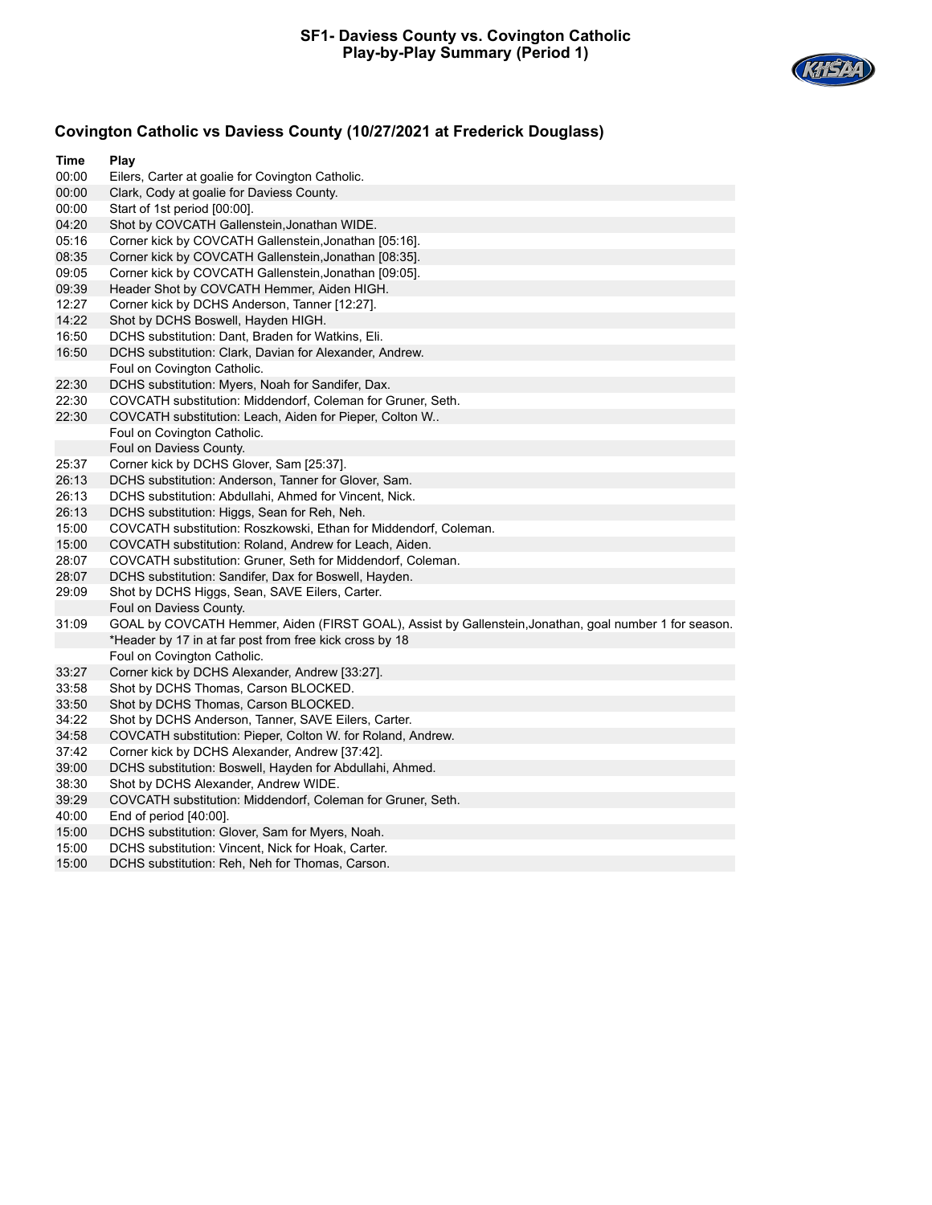# SF1- Daviess County vs. Covington Catholic
## Play-by-Play Summary (Period 1)

### Covington Catholic vs Daviess County (10/27/2021 at Frederick Douglass)

| Time | Play |
|---|---|
| 00:00 | Eilers, Carter at goalie for Covington Catholic. |
| 00:00 | Clark, Cody at goalie for Daviess County. |
| 00:00 | Start of 1st period [00:00]. |
| 04:20 | Shot by COVCATH Gallenstein,Jonathan WIDE. |
| 05:16 | Corner kick by COVCATH Gallenstein,Jonathan [05:16]. |
| 08:35 | Corner kick by COVCATH Gallenstein,Jonathan [08:35]. |
| 09:05 | Corner kick by COVCATH Gallenstein,Jonathan [09:05]. |
| 09:39 | Header Shot by COVCATH Hemmer, Aiden HIGH. |
| 12:27 | Corner kick by DCHS Anderson, Tanner [12:27]. |
| 14:22 | Shot by DCHS Boswell, Hayden HIGH. |
| 16:50 | DCHS substitution: Dant, Braden for Watkins, Eli. |
| 16:50 | DCHS substitution: Clark, Davian for Alexander, Andrew. |
| | Foul on Covington Catholic. |
| 22:30 | DCHS substitution: Myers, Noah for Sandifer, Dax. |
| 22:30 | COVCATH substitution: Middendorf, Coleman for Gruner, Seth. |
| 22:30 | COVCATH substitution: Leach, Aiden for Pieper, Colton W.. |
| | Foul on Covington Catholic. |
| | Foul on Daviess County. |
| 25:37 | Corner kick by DCHS Glover, Sam [25:37]. |
| 26:13 | DCHS substitution: Anderson, Tanner for Glover, Sam. |
| 26:13 | DCHS substitution: Abdullahi, Ahmed for Vincent, Nick. |
| 26:13 | DCHS substitution: Higgs, Sean for Reh, Neh. |
| 15:00 | COVCATH substitution: Roszkowski, Ethan for Middendorf, Coleman. |
| 15:00 | COVCATH substitution: Roland, Andrew for Leach, Aiden. |
| 28:07 | COVCATH substitution: Gruner, Seth for Middendorf, Coleman. |
| 28:07 | DCHS substitution: Sandifer, Dax for Boswell, Hayden. |
| 29:09 | Shot by DCHS Higgs, Sean, SAVE Eilers, Carter. |
| | Foul on Daviess County. |
| 31:09 | GOAL by COVCATH Hemmer, Aiden (FIRST GOAL), Assist by Gallenstein,Jonathan, goal number 1 for season. |
| | *Header by 17 in at far post from free kick cross by 18 |
| | Foul on Covington Catholic. |
| 33:27 | Corner kick by DCHS Alexander, Andrew [33:27]. |
| 33:58 | Shot by DCHS Thomas, Carson BLOCKED. |
| 33:50 | Shot by DCHS Thomas, Carson BLOCKED. |
| 34:22 | Shot by DCHS Anderson, Tanner, SAVE Eilers, Carter. |
| 34:58 | COVCATH substitution: Pieper, Colton W. for Roland, Andrew. |
| 37:42 | Corner kick by DCHS Alexander, Andrew [37:42]. |
| 39:00 | DCHS substitution: Boswell, Hayden for Abdullahi, Ahmed. |
| 38:30 | Shot by DCHS Alexander, Andrew WIDE. |
| 39:29 | COVCATH substitution: Middendorf, Coleman for Gruner, Seth. |
| 40:00 | End of period [40:00]. |
| 15:00 | DCHS substitution: Glover, Sam for Myers, Noah. |
| 15:00 | DCHS substitution: Vincent, Nick for Hoak, Carter. |
| 15:00 | DCHS substitution: Reh, Neh for Thomas, Carson. |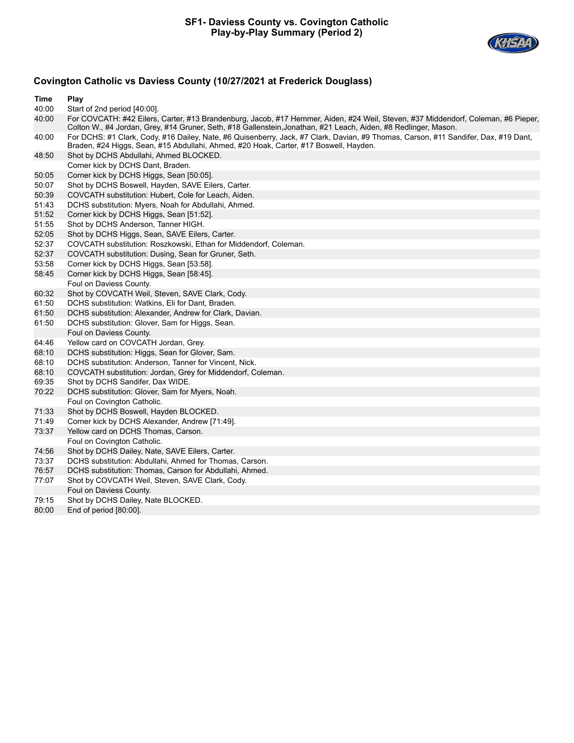**SF1- Daviess County vs. Covington Catholic**
**Play-by-Play Summary (Period 2)**

## Covington Catholic vs Daviess County (10/27/2021 at Frederick Douglass)

| Time | Play |
|---|---|
| 40:00 | Start of 2nd period [40:00]. |
| 40:00 | For COVCATH: #42 Eilers, Carter, #13 Brandenburg, Jacob, #17 Hemmer, Aiden, #24 Weil, Steven, #37 Middendorf, Coleman, #6 Pieper, Colton W., #4 Jordan, Grey, #14 Gruner, Seth, #18 Gallenstein,Jonathan, #21 Leach, Aiden, #8 Redlinger, Mason. |
| 40:00 | For DCHS: #1 Clark, Cody, #16 Dailey, Nate, #6 Quisenberry, Jack, #7 Clark, Davian, #9 Thomas, Carson, #11 Sandifer, Dax, #19 Dant, Braden, #24 Higgs, Sean, #15 Abdullahi, Ahmed, #20 Hoak, Carter, #17 Boswell, Hayden. |
| 48:50 | Shot by DCHS Abdullahi, Ahmed BLOCKED. |
| | Corner kick by DCHS Dant, Braden. |
| 50:05 | Corner kick by DCHS Higgs, Sean [50:05]. |
| 50:07 | Shot by DCHS Boswell, Hayden, SAVE Eilers, Carter. |
| 50:39 | COVCATH substitution: Hubert, Cole for Leach, Aiden. |
| 51:43 | DCHS substitution: Myers, Noah for Abdullahi, Ahmed. |
| 51:52 | Corner kick by DCHS Higgs, Sean [51:52]. |
| 51:55 | Shot by DCHS Anderson, Tanner HIGH. |
| 52:05 | Shot by DCHS Higgs, Sean, SAVE Eilers, Carter. |
| 52:37 | COVCATH substitution: Roszkowski, Ethan for Middendorf, Coleman. |
| 52:37 | COVCATH substitution: Dusing, Sean for Gruner, Seth. |
| 53:58 | Corner kick by DCHS Higgs, Sean [53:58]. |
| 58:45 | Corner kick by DCHS Higgs, Sean [58:45]. |
| | Foul on Daviess County. |
| 60:32 | Shot by COVCATH Weil, Steven, SAVE Clark, Cody. |
| 61:50 | DCHS substitution: Watkins, Eli for Dant, Braden. |
| 61:50 | DCHS substitution: Alexander, Andrew for Clark, Davian. |
| 61:50 | DCHS substitution: Glover, Sam for Higgs, Sean. |
| | Foul on Daviess County. |
| 64:46 | Yellow card on COVCATH Jordan, Grey. |
| 68:10 | DCHS substitution: Higgs, Sean for Glover, Sam. |
| 68:10 | DCHS substitution: Anderson, Tanner for Vincent, Nick. |
| 68:10 | COVCATH substitution: Jordan, Grey for Middendorf, Coleman. |
| 69:35 | Shot by DCHS Sandifer, Dax WIDE. |
| 70:22 | DCHS substitution: Glover, Sam for Myers, Noah. |
| | Foul on Covington Catholic. |
| 71:33 | Shot by DCHS Boswell, Hayden BLOCKED. |
| 71:49 | Corner kick by DCHS Alexander, Andrew [71:49]. |
| 73:37 | Yellow card on DCHS Thomas, Carson. |
| | Foul on Covington Catholic. |
| 74:56 | Shot by DCHS Dailey, Nate, SAVE Eilers, Carter. |
| 73:37 | DCHS substitution: Abdullahi, Ahmed for Thomas, Carson. |
| 76:57 | DCHS substitution: Thomas, Carson for Abdullahi, Ahmed. |
| 77:07 | Shot by COVCATH Weil, Steven, SAVE Clark, Cody. |
| | Foul on Daviess County. |
| 79:15 | Shot by DCHS Dailey, Nate BLOCKED. |
| 80:00 | End of period [80:00]. |